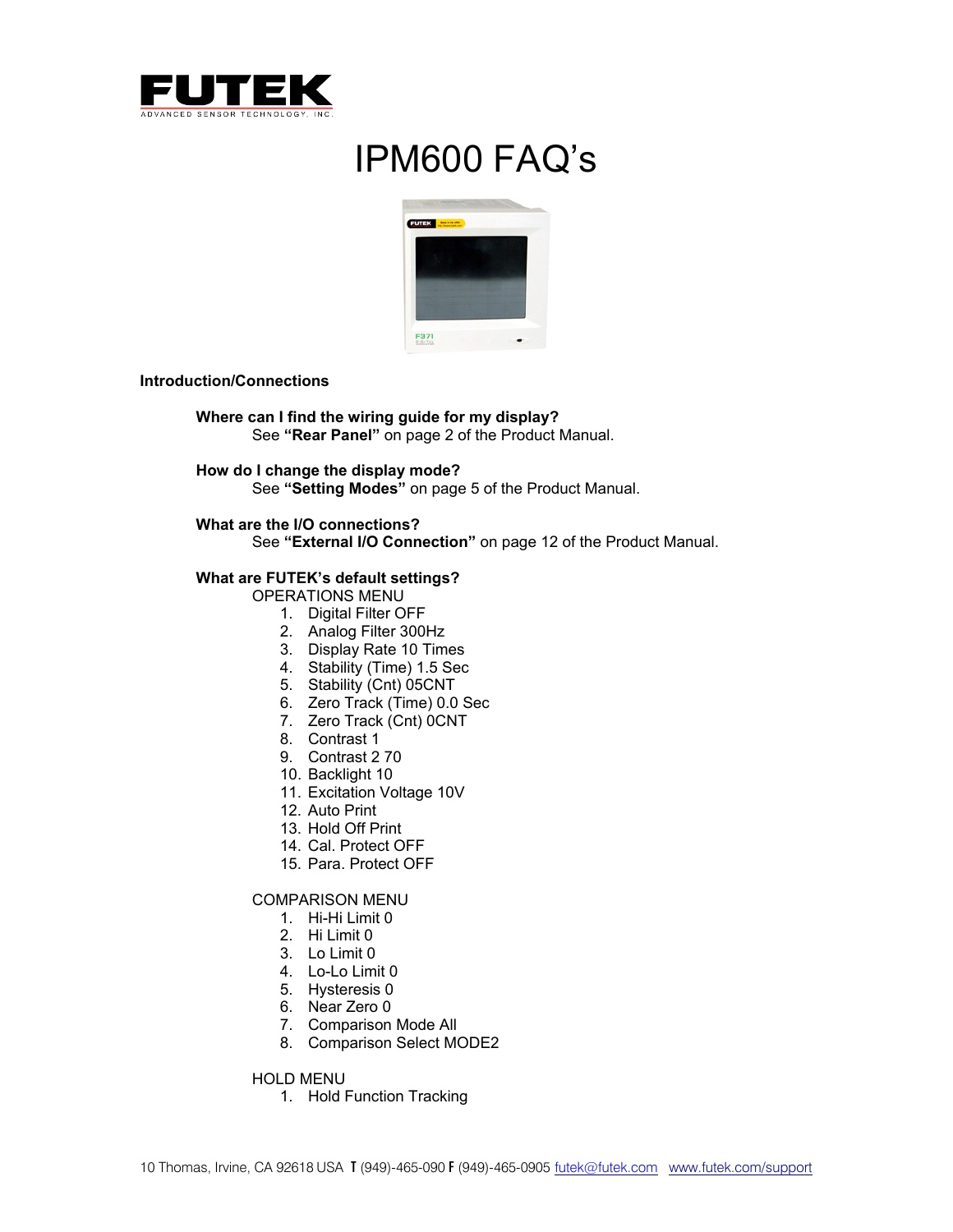# IPM600 FAQ's

## Introduction/Connections

**Where can I find the wiring guide for my display?**
See **"Rear Panel"** on page 2 of the Product Manual.

**How do I change the display mode?**
See **"Setting Modes"** on page 5 of the Product Manual.

**What are the I/O connections?**
See **"External I/O Connection"** on page 12 of the Product Manual.

**What are FUTEK's default settings?**

OPERATIONS MENU

1. Digital Filter OFF
2. Analog Filter 300Hz
3. Display Rate 10 Times
4. Stability (Time) 1.5 Sec
5. Stability (Cnt) 05CNT
6. Zero Track (Time) 0.0 Sec
7. Zero Track (Cnt) 0CNT
8. Contrast 1
9. Contrast 2 70
10. Backlight 10
11. Excitation Voltage 10V
12. Auto Print
13. Hold Off Print
14. Cal. Protect OFF
15. Para. Protect OFF

COMPARISON MENU

1. Hi-Hi Limit 0
2. Hi Limit 0
3. Lo Limit 0
4. Lo-Lo Limit 0
5. Hysteresis 0
6. Near Zero 0
7. Comparison Mode All
8. Comparison Select MODE2

HOLD MENU

1. Hold Function Tracking

10 Thomas, Irvine, CA 92618 USA T (949)-465-090 F (949)-465-0905 futek@futek.com www.futek.com/support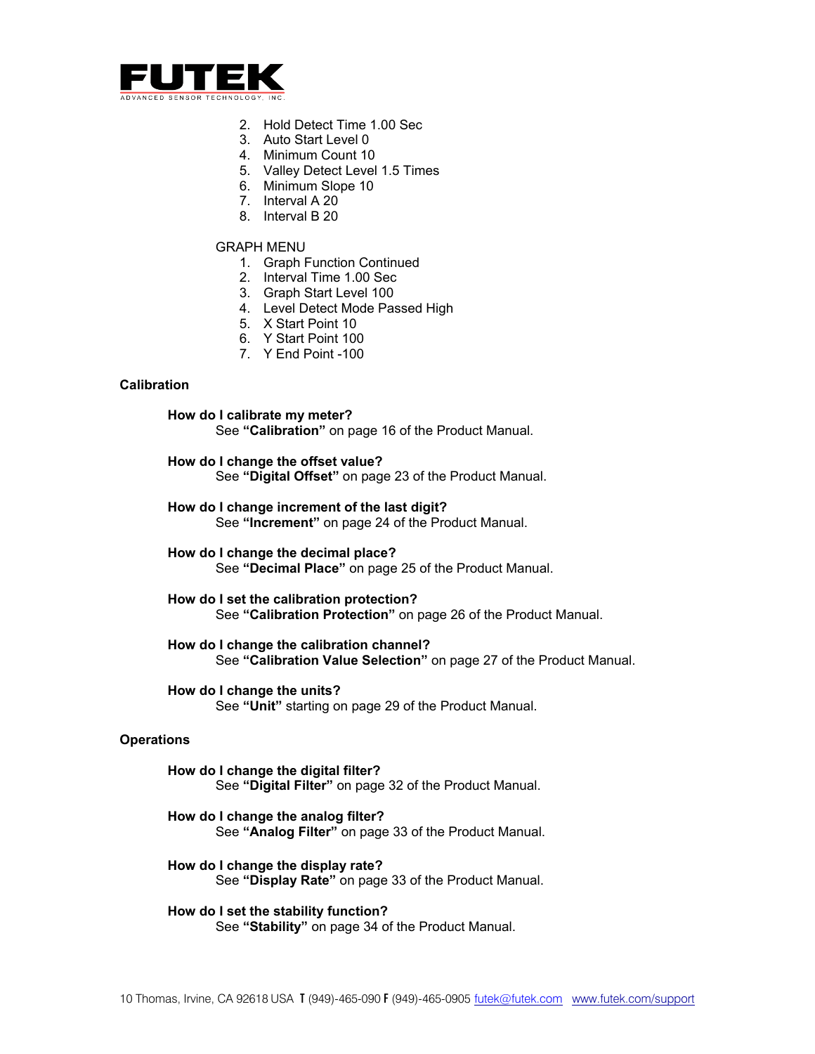2. Hold Detect Time 1.00 Sec
3. Auto Start Level 0
4. Minimum Count 10
5. Valley Detect Level 1.5 Times
6. Minimum Slope 10
7. Interval A 20
8. Interval B 20

GRAPH MENU

1. Graph Function Continued
2. Interval Time 1.00 Sec
3. Graph Start Level 100
4. Level Detect Mode Passed High
5. X Start Point 10
6. Y Start Point 100
7. Y End Point -100

**Calibration**

**How do I calibrate my meter?**
See **"Calibration"** on page 16 of the Product Manual.

**How do I change the offset value?**
See **"Digital Offset"** on page 23 of the Product Manual.

**How do I change increment of the last digit?**
See **"Increment"** on page 24 of the Product Manual.

**How do I change the decimal place?**
See **"Decimal Place"** on page 25 of the Product Manual.

**How do I set the calibration protection?**
See **"Calibration Protection"** on page 26 of the Product Manual.

**How do I change the calibration channel?**
See **"Calibration Value Selection"** on page 27 of the Product Manual.

**How do I change the units?**
See **"Unit"** starting on page 29 of the Product Manual.

**Operations**

**How do I change the digital filter?**
See **"Digital Filter"** on page 32 of the Product Manual.

**How do I change the analog filter?**
See **"Analog Filter"** on page 33 of the Product Manual.

**How do I change the display rate?**
See **"Display Rate"** on page 33 of the Product Manual.

**How do I set the stability function?**
See **"Stability"** on page 34 of the Product Manual.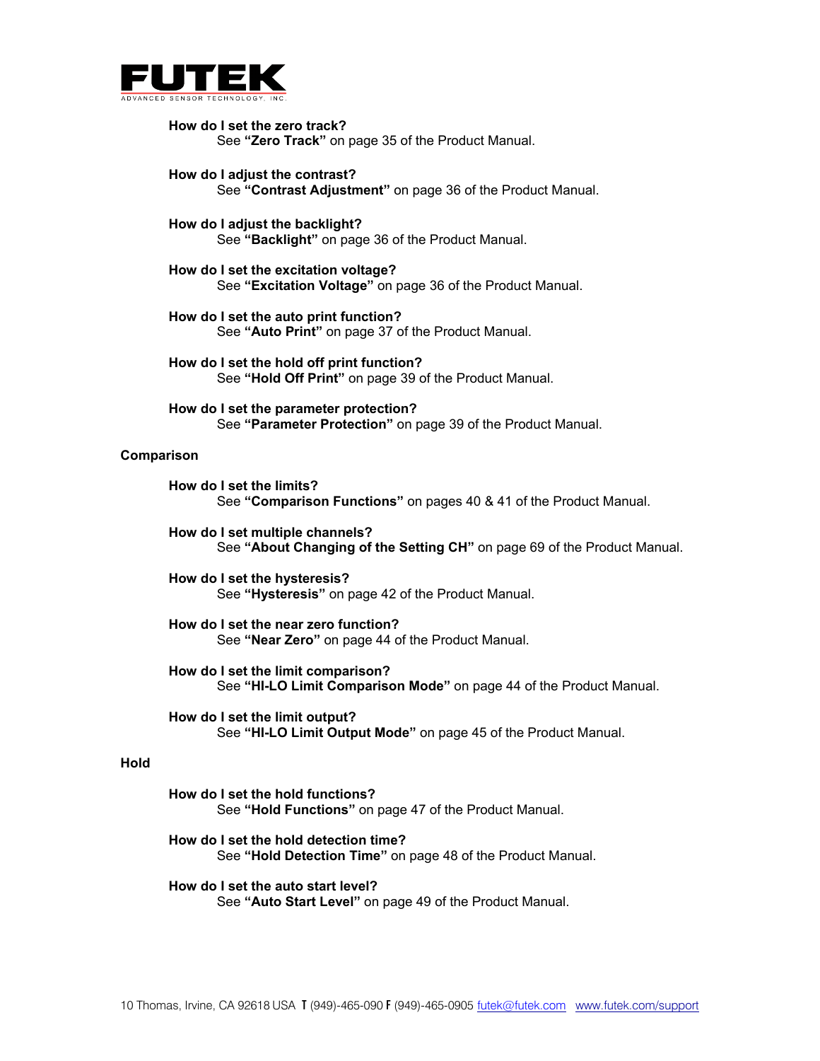**How do I set the zero track?**
See **"Zero Track"** on page 35 of the Product Manual.

**How do I adjust the contrast?**
See **"Contrast Adjustment"** on page 36 of the Product Manual.

**How do I adjust the backlight?**
See **"Backlight"** on page 36 of the Product Manual.

**How do I set the excitation voltage?**
See **"Excitation Voltage"** on page 36 of the Product Manual.

**How do I set the auto print function?**
See **"Auto Print"** on page 37 of the Product Manual.

**How do I set the hold off print function?**
See **"Hold Off Print"** on page 39 of the Product Manual.

**How do I set the parameter protection?**
See **"Parameter Protection"** on page 39 of the Product Manual.

## Comparison

**How do I set the limits?**
See **"Comparison Functions"** on pages 40 & 41 of the Product Manual.

**How do I set multiple channels?**
See **"About Changing of the Setting CH"** on page 69 of the Product Manual.

**How do I set the hysteresis?**
See **"Hysteresis"** on page 42 of the Product Manual.

**How do I set the near zero function?**
See **"Near Zero"** on page 44 of the Product Manual.

**How do I set the limit comparison?**
See **"HI-LO Limit Comparison Mode"** on page 44 of the Product Manual.

**How do I set the limit output?**
See **"HI-LO Limit Output Mode"** on page 45 of the Product Manual.

## Hold

**How do I set the hold functions?**
See **"Hold Functions"** on page 47 of the Product Manual.

**How do I set the hold detection time?**
See **"Hold Detection Time"** on page 48 of the Product Manual.

**How do I set the auto start level?**
See **"Auto Start Level"** on page 49 of the Product Manual.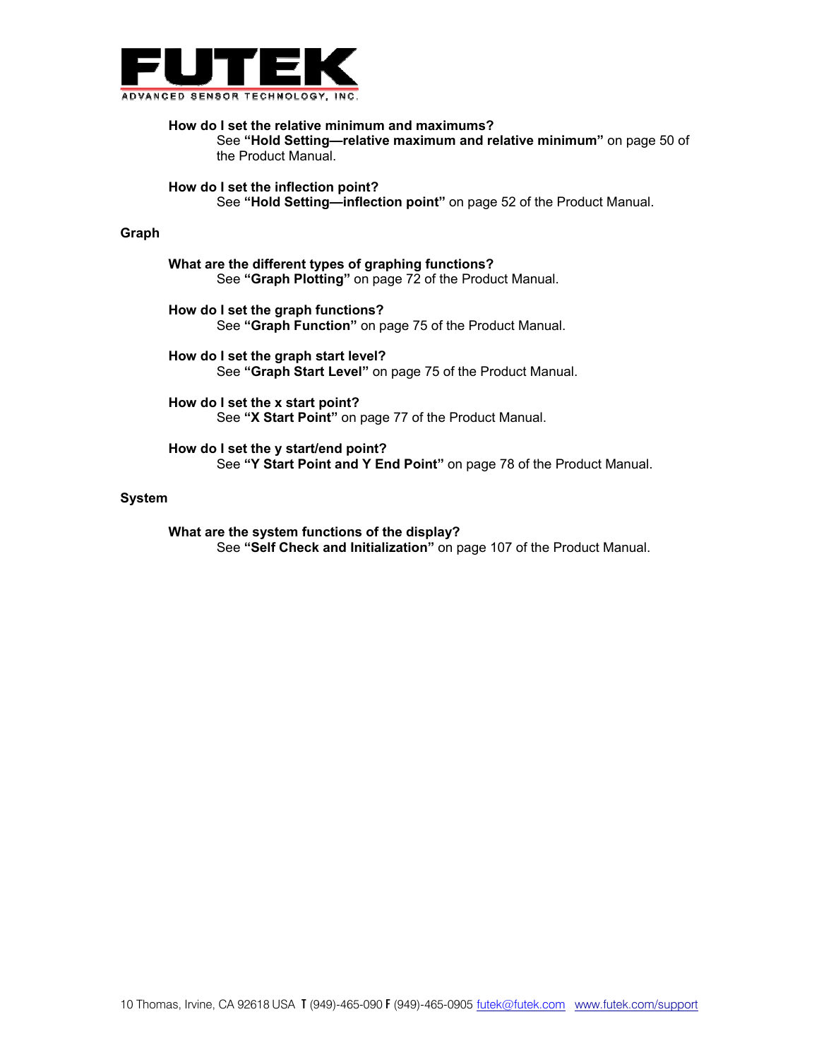**How do I set the relative minimum and maximums?**
See **"Hold Setting—relative maximum and relative minimum"** on page 50 of the Product Manual.

**How do I set the inflection point?**
See **"Hold Setting—inflection point"** on page 52 of the Product Manual.

## Graph

**What are the different types of graphing functions?**
See **"Graph Plotting"** on page 72 of the Product Manual.

**How do I set the graph functions?**
See **"Graph Function"** on page 75 of the Product Manual.

**How do I set the graph start level?**
See **"Graph Start Level"** on page 75 of the Product Manual.

**How do I set the x start point?**
See **"X Start Point"** on page 77 of the Product Manual.

**How do I set the y start/end point?**
See **"Y Start Point and Y End Point"** on page 78 of the Product Manual.

## System

**What are the system functions of the display?**
See **"Self Check and Initialization"** on page 107 of the Product Manual.